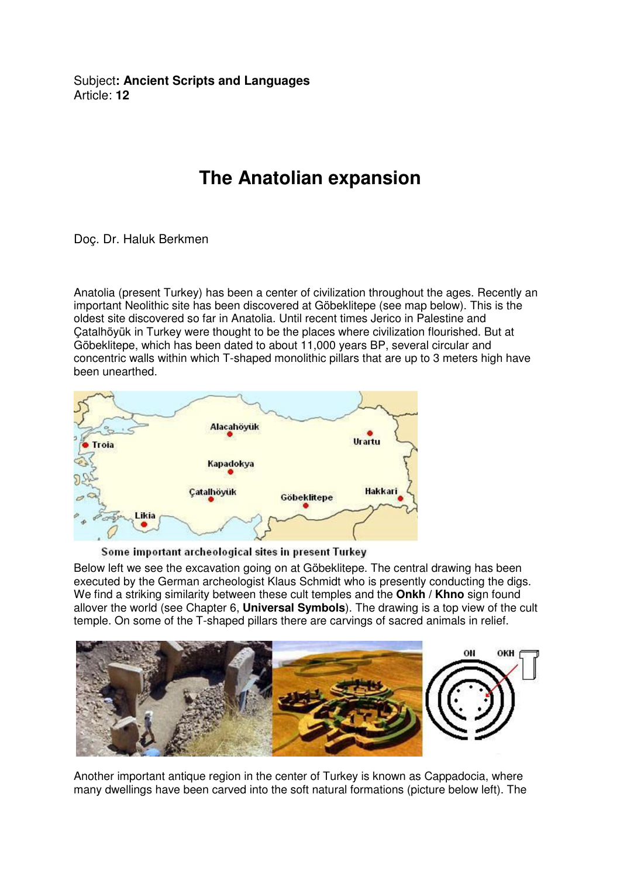Subject**: Ancient Scripts and Languages**
Article: **12**

# The Anatolian expansion

Doç. Dr. Haluk Berkmen

Anatolia (present Turkey) has been a center of civilization throughout the ages. Recently an important Neolithic site has been discovered at Göbeklitepe (see map below). This is the oldest site discovered so far in Anatolia. Until recent times Jerico in Palestine and Çatalhöyük in Turkey were thought to be the places where civilization flourished. But at Göbeklitepe, which has been dated to about 11,000 years BP, several circular and concentric walls within which T-shaped monolithic pillars that are up to 3 meters high have been unearthed.

Some important archeological sites in present Turkey

Below left we see the excavation going on at Göbeklitepe. The central drawing has been executed by the German archeologist Klaus Schmidt who is presently conducting the digs. We find a striking similarity between these cult temples and the **Onkh** / **Khno** sign found allover the world (see Chapter 6, **Universal Symbols**). The drawing is a top view of the cult temple. On some of the T-shaped pillars there are carvings of sacred animals in relief.

Another important antique region in the center of Turkey is known as Cappadocia, where many dwellings have been carved into the soft natural formations (picture below left). The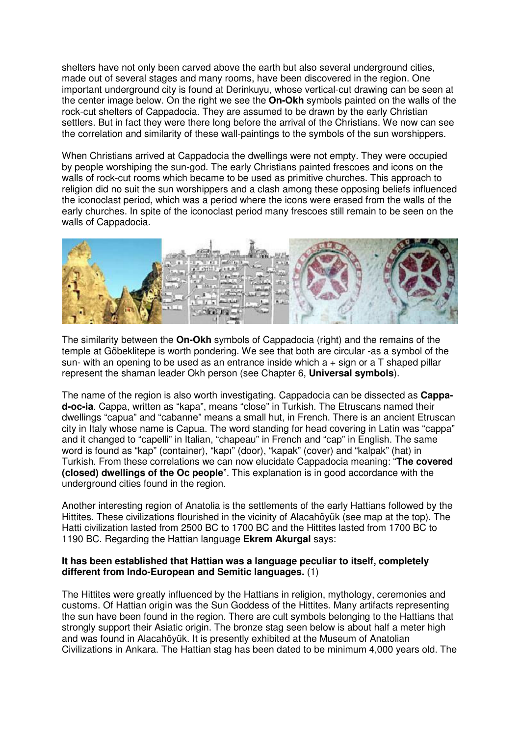shelters have not only been carved above the earth but also several underground cities, made out of several stages and many rooms, have been discovered in the region. One important underground city is found at Derinkuyu, whose vertical-cut drawing can be seen at the center image below. On the right we see the **On-Okh** symbols painted on the walls of the rock-cut shelters of Cappadocia. They are assumed to be drawn by the early Christian settlers. But in fact they were there long before the arrival of the Christians. We now can see the correlation and similarity of these wall-paintings to the symbols of the sun worshippers.

When Christians arrived at Cappadocia the dwellings were not empty. They were occupied by people worshiping the sun-god. The early Christians painted frescoes and icons on the walls of rock-cut rooms which became to be used as primitive churches. This approach to religion did no suit the sun worshippers and a clash among these opposing beliefs influenced the iconoclast period, which was a period where the icons were erased from the walls of the early churches. In spite of the iconoclast period many frescoes still remain to be seen on the walls of Cappadocia.

The similarity between the **On-Okh** symbols of Cappadocia (right) and the remains of the temple at Göbeklitepe is worth pondering. We see that both are circular -as a symbol of the sun- with an opening to be used as an entrance inside which a + sign or a T shaped pillar represent the shaman leader Okh person (see Chapter 6, **Universal symbols**).

The name of the region is also worth investigating. Cappadocia can be dissected as **Cappa-d-oc-ia**. Cappa, written as "kapa", means "close" in Turkish. The Etruscans named their dwellings "capua" and "cabanne" means a small hut, in French. There is an ancient Etruscan city in Italy whose name is Capua. The word standing for head covering in Latin was "cappa" and it changed to "capelli" in Italian, "chapeau" in French and "cap" in English. The same word is found as "kap" (container), "kapı" (door), "kapak" (cover) and "kalpak" (hat) in Turkish. From these correlations we can now elucidate Cappadocia meaning: "**The covered (closed) dwellings of the Oc people**". This explanation is in good accordance with the underground cities found in the region.

Another interesting region of Anatolia is the settlements of the early Hattians followed by the Hittites. These civilizations flourished in the vicinity of Alacahöyük (see map at the top). The Hatti civilization lasted from 2500 BC to 1700 BC and the Hittites lasted from 1700 BC to 1190 BC. Regarding the Hattian language **Ekrem Akurgal** says:

**It has been established that Hattian was a language peculiar to itself, completely different from Indo-European and Semitic languages.** (1)

The Hittites were greatly influenced by the Hattians in religion, mythology, ceremonies and customs. Of Hattian origin was the Sun Goddess of the Hittites. Many artifacts representing the sun have been found in the region. There are cult symbols belonging to the Hattians that strongly support their Asiatic origin. The bronze stag seen below is about half a meter high and was found in Alacahöyük. It is presently exhibited at the Museum of Anatolian Civilizations in Ankara. The Hattian stag has been dated to be minimum 4,000 years old. The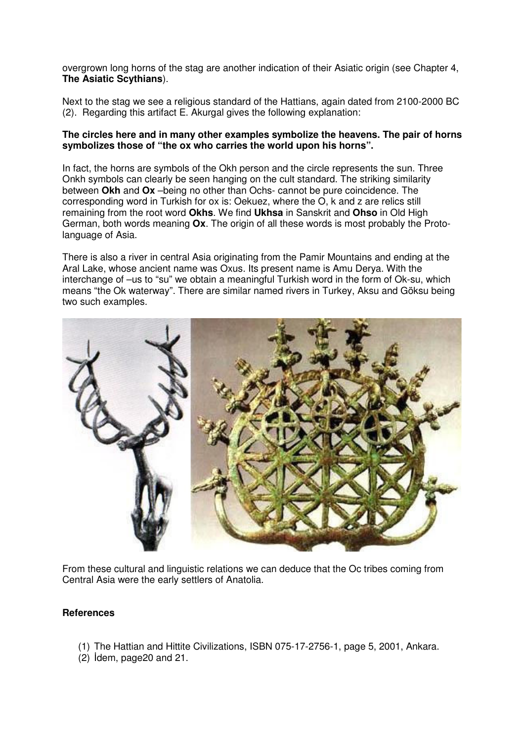overgrown long horns of the stag are another indication of their Asiatic origin (see Chapter 4, **The Asiatic Scythians**).

Next to the stag we see a religious standard of the Hattians, again dated from 2100-2000 BC (2). Regarding this artifact E. Akurgal gives the following explanation:

**The circles here and in many other examples symbolize the heavens. The pair of horns symbolizes those of "the ox who carries the world upon his horns".**

In fact, the horns are symbols of the Okh person and the circle represents the sun. Three Onkh symbols can clearly be seen hanging on the cult standard. The striking similarity between **Okh** and **Ox** –being no other than Ochs- cannot be pure coincidence. The corresponding word in Turkish for ox is: Oekuez, where the O, k and z are relics still remaining from the root word **Okhs**. We find **Ukhsa** in Sanskrit and **Ohso** in Old High German, both words meaning **Ox**. The origin of all these words is most probably the Proto-language of Asia.

There is also a river in central Asia originating from the Pamir Mountains and ending at the Aral Lake, whose ancient name was Oxus. Its present name is Amu Derya. With the interchange of –us to "su" we obtain a meaningful Turkish word in the form of Ok-su, which means "the Ok waterway". There are similar named rivers in Turkey, Aksu and Göksu being two such examples.

From these cultural and linguistic relations we can deduce that the Oc tribes coming from Central Asia were the early settlers of Anatolia.

**References**

(1) The Hattian and Hittite Civilizations, ISBN 075-17-2756-1, page 5, 2001, Ankara.
(2) İdem, page20 and 21.